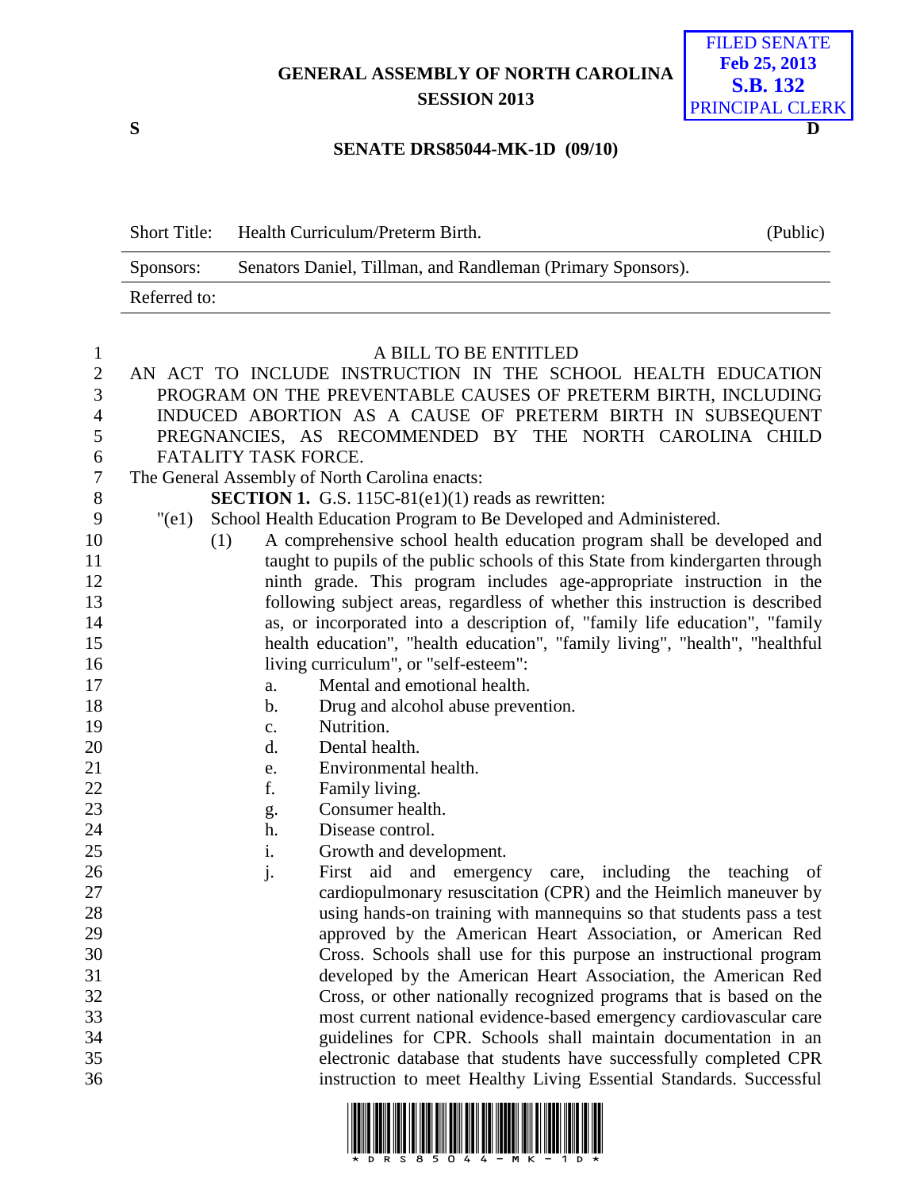GENERAL ASSEMBLY OF NORTH CAROLINA
SESSION 2013

FILED SENATE
Feb 25, 2013
**S.B. 132**
PRINCIPAL CLERK

S D

**SENATE DRS85044-MK-1D (09/10)**

| Short Title: | Health Curriculum/Preterm Birth. | (Public) |
|---|---|---|
| Sponsors: | Senators Daniel, Tillman, and Randleman (Primary Sponsors). | |
| Referred to: | | |

A BILL TO BE ENTITLED

AN ACT TO INCLUDE INSTRUCTION IN THE SCHOOL HEALTH EDUCATION PROGRAM ON THE PREVENTABLE CAUSES OF PRETERM BIRTH, INCLUDING INDUCED ABORTION AS A CAUSE OF PRETERM BIRTH IN SUBSEQUENT PREGNANCIES, AS RECOMMENDED BY THE NORTH CAROLINA CHILD FATALITY TASK FORCE.

The General Assembly of North Carolina enacts:

**SECTION 1.** G.S. 115C-81(e1)(1) reads as rewritten:

"(e1) School Health Education Program to Be Developed and Administered.

(1) A comprehensive school health education program shall be developed and taught to pupils of the public schools of this State from kindergarten through ninth grade. This program includes age-appropriate instruction in the following subject areas, regardless of whether this instruction is described as, or incorporated into a description of, "family life education", "family health education", "health education", "family living", "health", "healthful living curriculum", or "self-esteem":

a. Mental and emotional health.
b. Drug and alcohol abuse prevention.
c. Nutrition.
d. Dental health.
e. Environmental health.
f. Family living.
g. Consumer health.
h. Disease control.
i. Growth and development.
j. First aid and emergency care, including the teaching of cardiopulmonary resuscitation (CPR) and the Heimlich maneuver by using hands-on training with mannequins so that students pass a test approved by the American Heart Association, or American Red Cross. Schools shall use for this purpose an instructional program developed by the American Heart Association, the American Red Cross, or other nationally recognized programs that is based on the most current national evidence-based emergency cardiovascular care guidelines for CPR. Schools shall maintain documentation in an electronic database that students have successfully completed CPR instruction to meet Healthy Living Essential Standards. Successful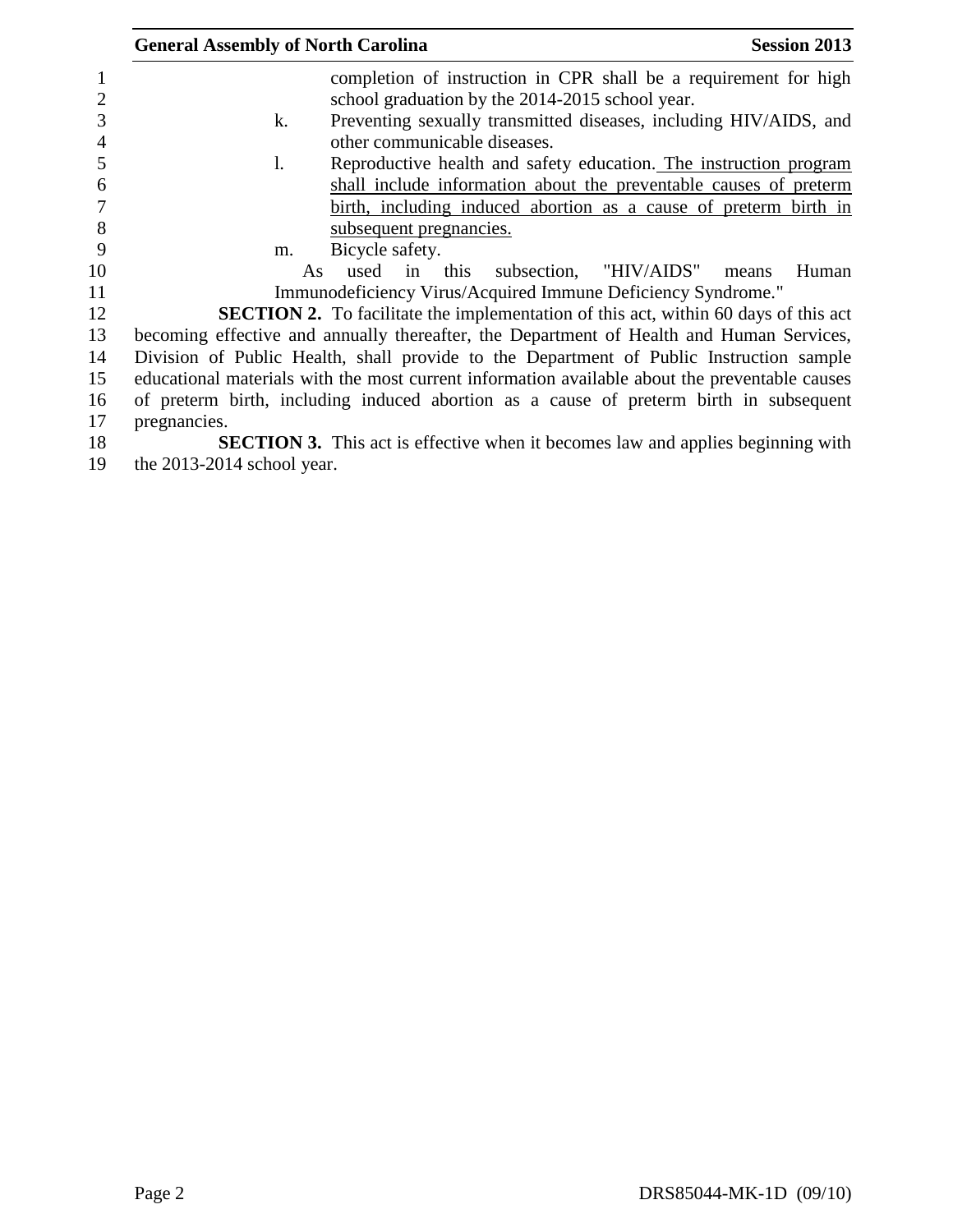completion of instruction in CPR shall be a requirement for high school graduation by the 2014-2015 school year.

k. Preventing sexually transmitted diseases, including HIV/AIDS, and other communicable diseases.

l. Reproductive health and safety education. <u>The instruction program shall include information about the preventable causes of preterm birth, including induced abortion as a cause of preterm birth in subsequent pregnancies.</u>

m. Bicycle safety.

As used in this subsection, "HIV/AIDS" means Human Immunodeficiency Virus/Acquired Immune Deficiency Syndrome."

**SECTION 2.** To facilitate the implementation of this act, within 60 days of this act becoming effective and annually thereafter, the Department of Health and Human Services, Division of Public Health, shall provide to the Department of Public Instruction sample educational materials with the most current information available about the preventable causes of preterm birth, including induced abortion as a cause of preterm birth in subsequent pregnancies.

**SECTION 3.** This act is effective when it becomes law and applies beginning with the 2013-2014 school year.